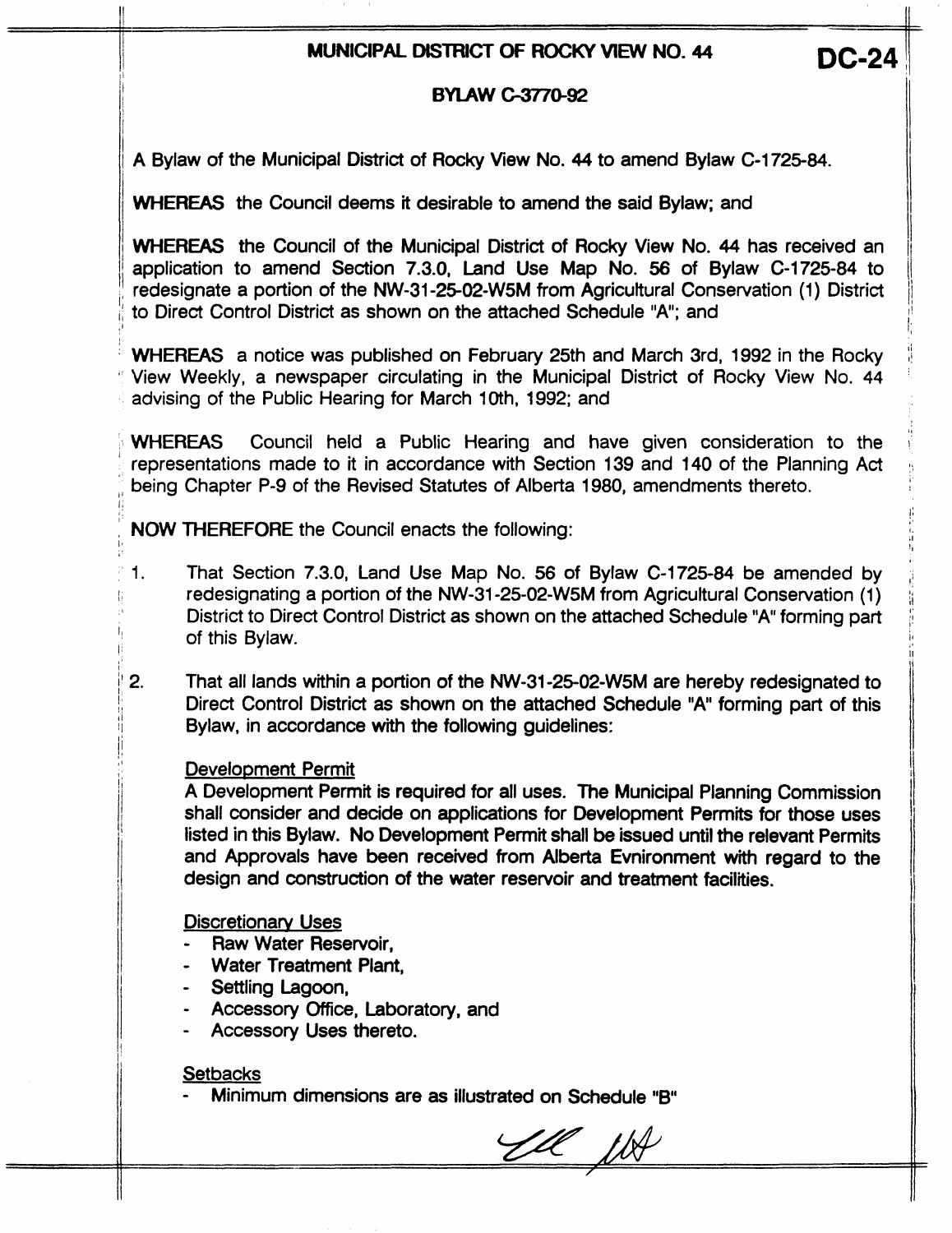# MUNICIPAL DISTRICT OF ROCKY VIEW NO. 44

**DC-24**

## BYLAW C-3770-92

A Bylaw of the Municipal District of Rocky View No. 44 to amend Bylaw C-1725-84.

**WHEREAS** the Council deems it desirable to amend the said Bylaw; and

**WHEREAS** the Council of the Municipal District of Rocky View No. 44 has received an application to amend Section 7.3.0, Land Use Map No. 56 of Bylaw C-1725-84 to redesignate a portion of the NW-31-25-02-W5M from Agricultural Conservation (1) District to Direct Control District as shown on the attached Schedule "A"; and

**WHEREAS** a notice was published on February 25th and March 3rd, 1992 in the Rocky View Weekly, a newspaper circulating in the Municipal District of Rocky View No. 44 advising of the Public Hearing for March 10th, 1992; and

**WHEREAS** Council held a Public Hearing and have given consideration to the representations made to it in accordance with Section 139 and 140 of the Planning Act being Chapter P-9 of the Revised Statutes of Alberta 1980, amendments thereto.

**NOW THEREFORE** the Council enacts the following:

1. That Section 7.3.0, Land Use Map No. 56 of Bylaw C-1725-84 be amended by redesignating a portion of the NW-31-25-02-W5M from Agricultural Conservation (1) District to Direct Control District as shown on the attached Schedule "A" forming part of this Bylaw.

2. That all lands within a portion of the NW-31-25-02-W5M are hereby redesignated to Direct Control District as shown on the attached Schedule "A" forming part of this Bylaw, in accordance with the following guidelines:

   Development Permit

   A Development Permit is required for all uses. The Municipal Planning Commission shall consider and decide on applications for Development Permits for those uses listed in this Bylaw. No Development Permit shall be issued until the relevant Permits and Approvals have been received from Alberta Evnironment with regard to the design and construction of the water reservoir and treatment facilities.

   Discretionary Uses

   - Raw Water Reservoir,
   - Water Treatment Plant,
   - Settling Lagoon,
   - Accessory Office, Laboratory, and
   - Accessory Uses thereto.

   Setbacks

   - Minimum dimensions are as illustrated on Schedule "B"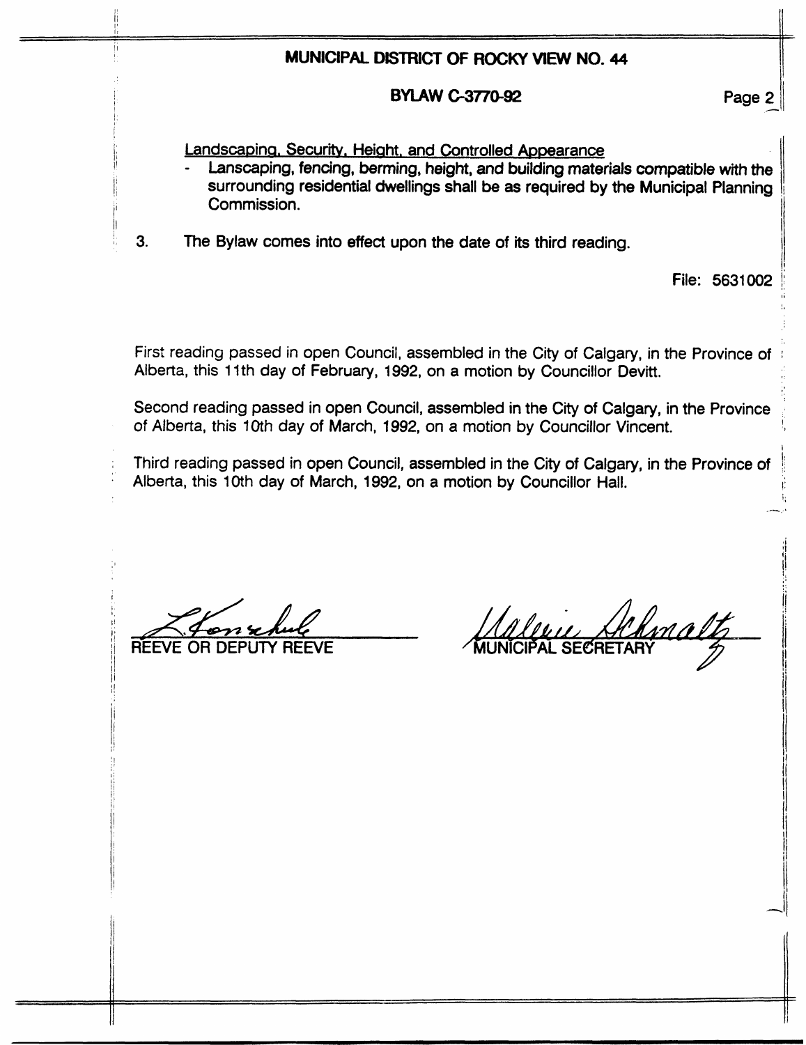# MUNICIPAL DISTRICT OF ROCKY VIEW NO. 44

## BYLAW C-3770-92

Landscaping, Security, Height, and Controlled Appearance

- Lanscaping, fencing, berming, height, and building materials compatible with the surrounding residential dwellings shall be as required by the Municipal Planning Commission.

3. The Bylaw comes into effect upon the date of its third reading.

File: 5631002

First reading passed in open Council, assembled in the City of Calgary, in the Province of Alberta, this 11th day of February, 1992, on a motion by Councillor Devitt.

Second reading passed in open Council, assembled in the City of Calgary, in the Province of Alberta, this 10th day of March, 1992, on a motion by Councillor Vincent.

Third reading passed in open Council, assembled in the City of Calgary, in the Province of Alberta, this 10th day of March, 1992, on a motion by Councillor Hall.

REEVE OR DEPUTY REEVE

MUNICIPAL SECRETARY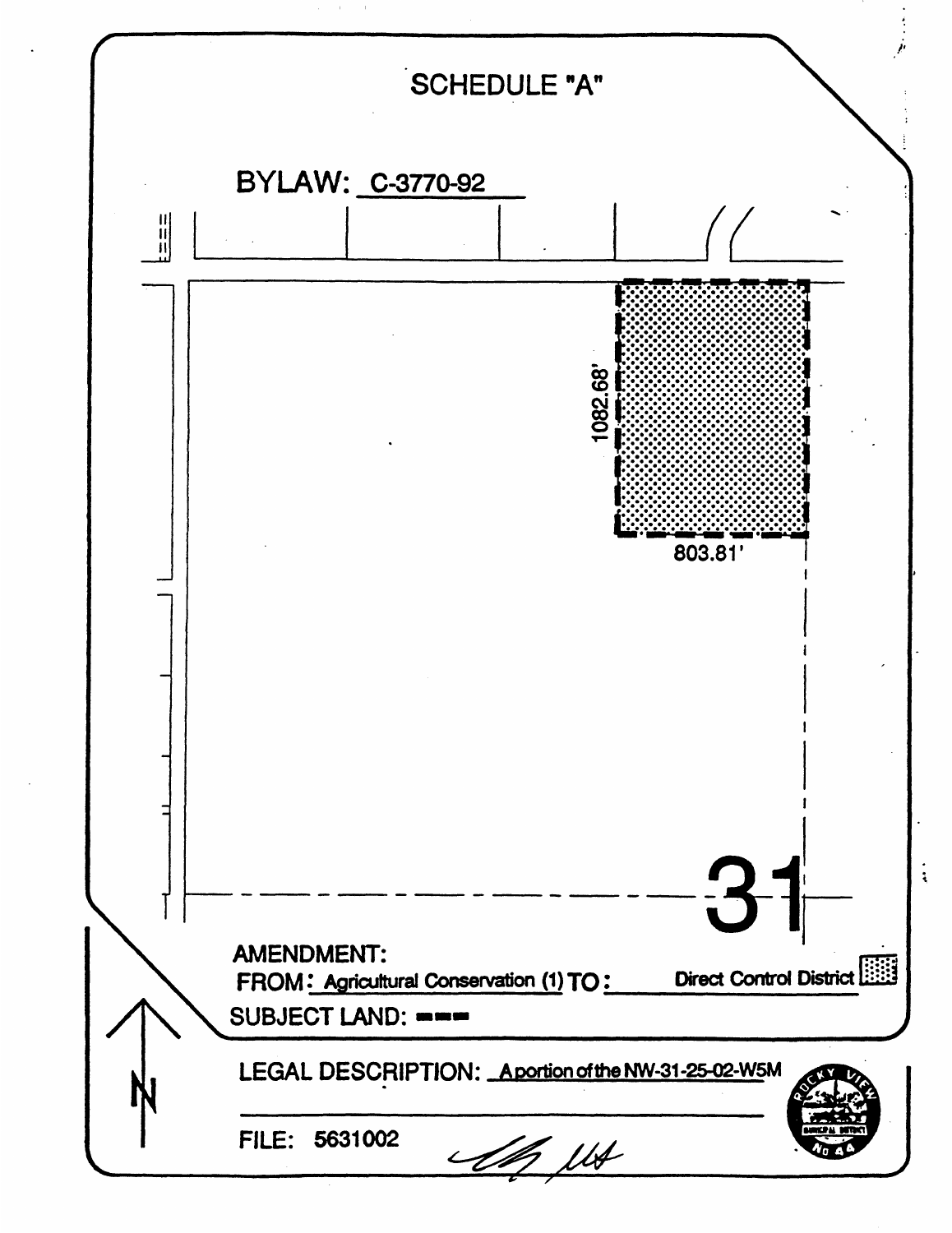# SCHEDULE "A"

**BYLAW:** C-3770-92

1082.68'

803.81'

31

**AMENDMENT:**

**FROM:** Agricultural Conservation (1) **TO:** Direct Control District

**SUBJECT LAND:** ▬ ▬ ▬

**LEGAL DESCRIPTION:** A portion of the NW-31-25-02-W5M

**FILE:** 5631002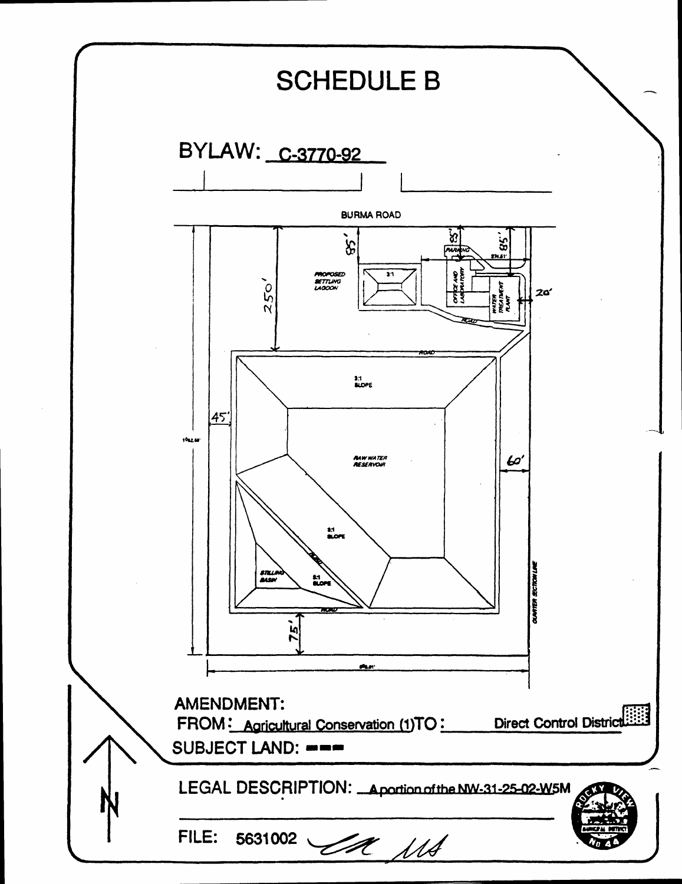# SCHEDULE B

## BYLAW: C-3770-92

BURMA ROAD

85'

85'

85'

PARKING

274.61'

PROPOSED SETTLING LAGOON

3:1

OFFICE AND LABORATORY

WATER TREATMENT PLANT

20'

ROAD

250'

ROAD

3:1 SLOPE

45'

1062.66'

RAW WATER RESERVOIR

60'

3:1 SLOPE

ROAD

STILLING BASIN

3:1 SLOPE

ROAD

QUARTER SECTION LINE

75'

AMENDMENT:

FROM: Agricultural Conservation (1) TO: Direct Control District

SUBJECT LAND:

LEGAL DESCRIPTION: A portion of the NW-31-25-02-W5M

FILE: 5631002